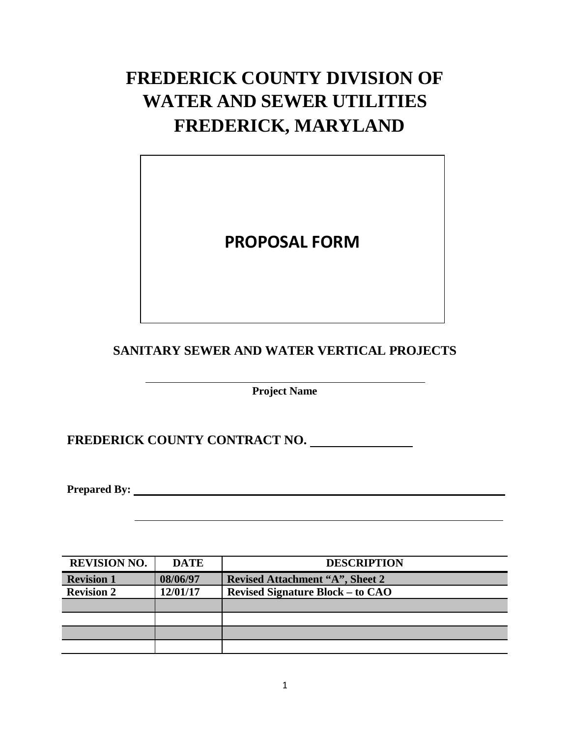# FREDERICK COUNTY DIVISION OF WATER AND SEWER UTILITIES FREDERICK, MARYLAND

## PROPOSAL FORM

### SANITARY SEWER AND WATER VERTICAL PROJECTS

\_\_\_\_\_\_\_\_\_\_\_\_\_\_\_\_\_\_\_\_\_\_\_\_\_\_\_\_\_\_\_\_\_\_\_\_\_\_\_\_

**Project Name**

**FREDERICK COUNTY CONTRACT NO.** \_\_\_\_\_\_\_\_\_\_\_\_\_\_\_\_

**Prepared By:** \_\_\_\_\_\_\_\_\_\_\_\_\_\_\_\_\_\_\_\_\_\_\_\_\_\_\_\_\_\_\_\_\_\_\_\_\_\_\_\_\_\_\_\_\_\_\_\_\_\_\_\_\_\_\_\_

\_\_\_\_\_\_\_\_\_\_\_\_\_\_\_\_\_\_\_\_\_\_\_\_\_\_\_\_\_\_\_\_\_\_\_\_\_\_\_\_\_\_\_\_\_\_\_\_\_\_\_\_\_\_\_\_

| REVISION NO. | DATE | DESCRIPTION |
|---|---|---|
| **Revision 1** | **08/06/97** | **Revised Attachment "A", Sheet 2** |
| **Revision 2** | **12/01/17** | **Revised Signature Block – to CAO** |
| | | |
| | | |
| | | |
| | | |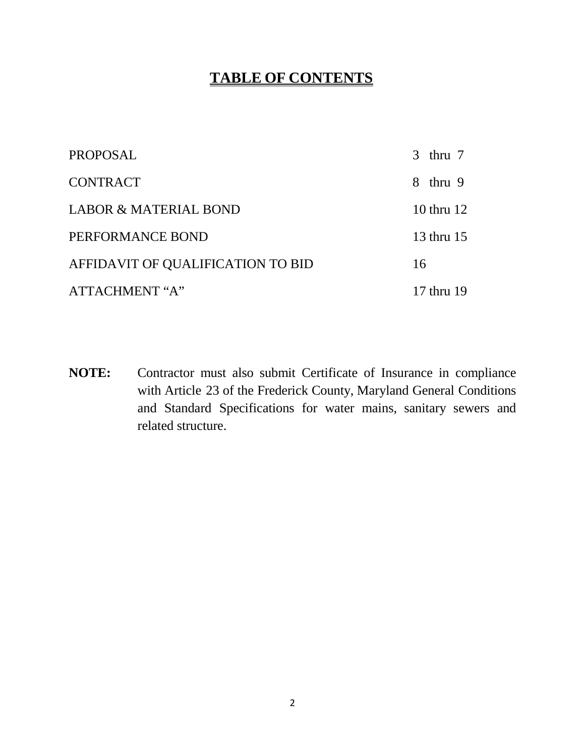# TABLE OF CONTENTS

| | |
|---|---|
| PROPOSAL | 3 thru 7 |
| CONTRACT | 8 thru 9 |
| LABOR & MATERIAL BOND | 10 thru 12 |
| PERFORMANCE BOND | 13 thru 15 |
| AFFIDAVIT OF QUALIFICATION TO BID | 16 |
| ATTACHMENT "A" | 17 thru 19 |

**NOTE:** Contractor must also submit Certificate of Insurance in compliance with Article 23 of the Frederick County, Maryland General Conditions and Standard Specifications for water mains, sanitary sewers and related structure.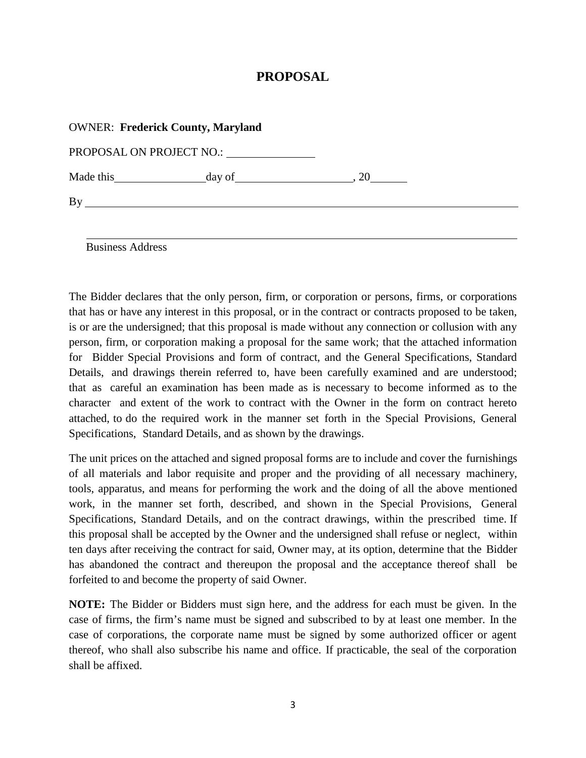# PROPOSAL

OWNER: **Frederick County, Maryland**

PROPOSAL ON PROJECT NO.: ________________

Made this________________day of____________________, 20_______

By ______________________________________________________________________________

______________________________________________________________________________

Business Address

The Bidder declares that the only person, firm, or corporation or persons, firms, or corporations that has or have any interest in this proposal, or in the contract or contracts proposed to be taken, is or are the undersigned; that this proposal is made without any connection or collusion with any person, firm, or corporation making a proposal for the same work; that the attached information for Bidder Special Provisions and form of contract, and the General Specifications, Standard Details, and drawings therein referred to, have been carefully examined and are understood; that as careful an examination has been made as is necessary to become informed as to the character and extent of the work to contract with the Owner in the form on contract hereto attached, to do the required work in the manner set forth in the Special Provisions, General Specifications, Standard Details, and as shown by the drawings.

The unit prices on the attached and signed proposal forms are to include and cover the furnishings of all materials and labor requisite and proper and the providing of all necessary machinery, tools, apparatus, and means for performing the work and the doing of all the above mentioned work, in the manner set forth, described, and shown in the Special Provisions, General Specifications, Standard Details, and on the contract drawings, within the prescribed time. If this proposal shall be accepted by the Owner and the undersigned shall refuse or neglect, within ten days after receiving the contract for said, Owner may, at its option, determine that the Bidder has abandoned the contract and thereupon the proposal and the acceptance thereof shall be forfeited to and become the property of said Owner.

**NOTE:** The Bidder or Bidders must sign here, and the address for each must be given. In the case of firms, the firm's name must be signed and subscribed to by at least one member. In the case of corporations, the corporate name must be signed by some authorized officer or agent thereof, who shall also subscribe his name and office. If practicable, the seal of the corporation shall be affixed.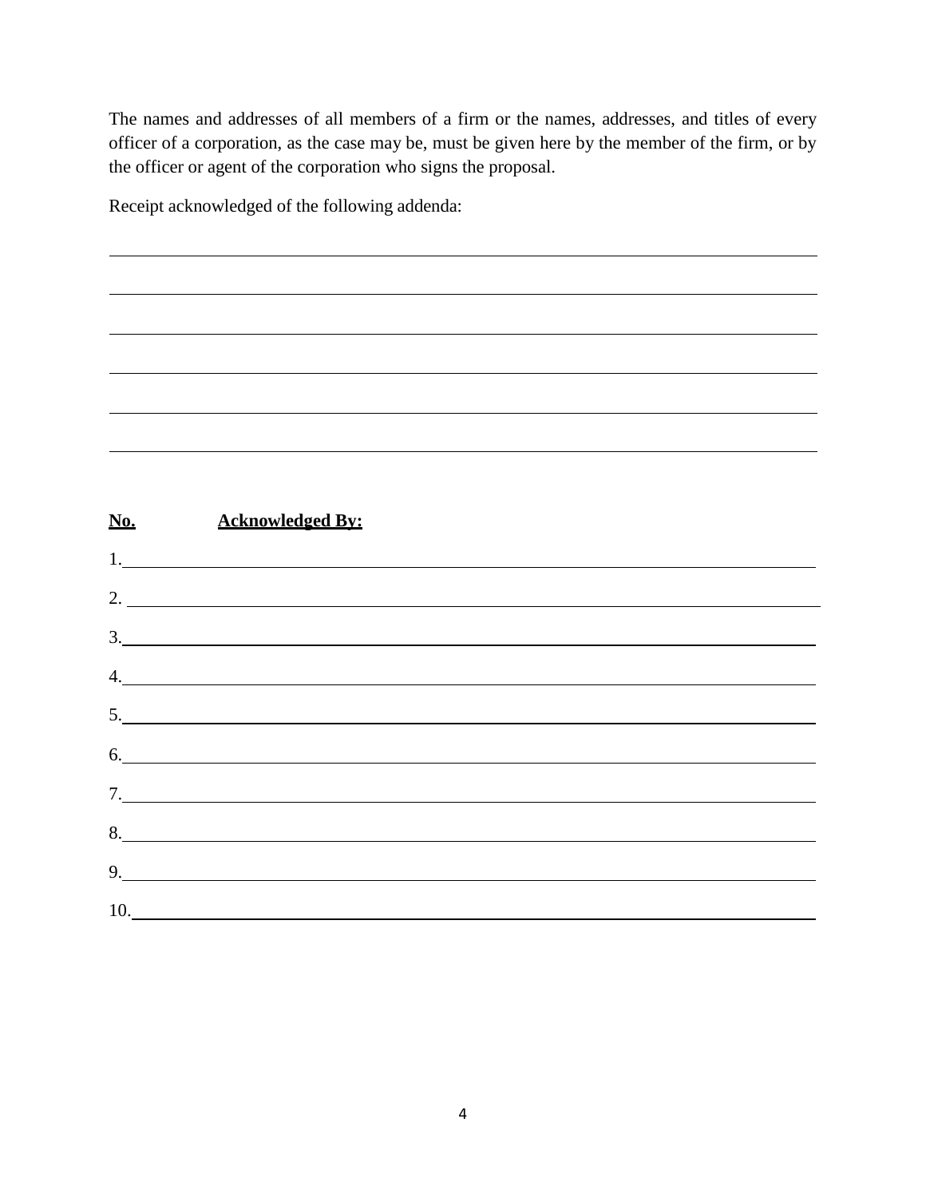The names and addresses of all members of a firm or the names, addresses, and titles of every officer of a corporation, as the case may be, must be given here by the member of the firm, or by the officer or agent of the corporation who signs the proposal.

Receipt acknowledged of the following addenda:

\_\_\_\_\_\_\_\_\_\_\_\_\_\_\_\_\_\_\_\_\_\_\_\_\_\_\_\_\_\_\_\_\_\_\_\_\_\_\_\_\_\_\_\_\_\_\_\_\_\_\_\_\_\_\_\_\_\_\_\_\_\_\_\_\_\_\_\_\_\_\_\_

\_\_\_\_\_\_\_\_\_\_\_\_\_\_\_\_\_\_\_\_\_\_\_\_\_\_\_\_\_\_\_\_\_\_\_\_\_\_\_\_\_\_\_\_\_\_\_\_\_\_\_\_\_\_\_\_\_\_\_\_\_\_\_\_\_\_\_\_\_\_\_\_

\_\_\_\_\_\_\_\_\_\_\_\_\_\_\_\_\_\_\_\_\_\_\_\_\_\_\_\_\_\_\_\_\_\_\_\_\_\_\_\_\_\_\_\_\_\_\_\_\_\_\_\_\_\_\_\_\_\_\_\_\_\_\_\_\_\_\_\_\_\_\_\_

\_\_\_\_\_\_\_\_\_\_\_\_\_\_\_\_\_\_\_\_\_\_\_\_\_\_\_\_\_\_\_\_\_\_\_\_\_\_\_\_\_\_\_\_\_\_\_\_\_\_\_\_\_\_\_\_\_\_\_\_\_\_\_\_\_\_\_\_\_\_\_\_

\_\_\_\_\_\_\_\_\_\_\_\_\_\_\_\_\_\_\_\_\_\_\_\_\_\_\_\_\_\_\_\_\_\_\_\_\_\_\_\_\_\_\_\_\_\_\_\_\_\_\_\_\_\_\_\_\_\_\_\_\_\_\_\_\_\_\_\_\_\_\_\_

\_\_\_\_\_\_\_\_\_\_\_\_\_\_\_\_\_\_\_\_\_\_\_\_\_\_\_\_\_\_\_\_\_\_\_\_\_\_\_\_\_\_\_\_\_\_\_\_\_\_\_\_\_\_\_\_\_\_\_\_\_\_\_\_\_\_\_\_\_\_\_\_

| **No.** | **Acknowledged By:** |
|---|---|
| 1. | |
| 2. | |
| 3. | |
| 4. | |
| 5. | |
| 6. | |
| 7. | |
| 8. | |
| 9. | |
| 10. | |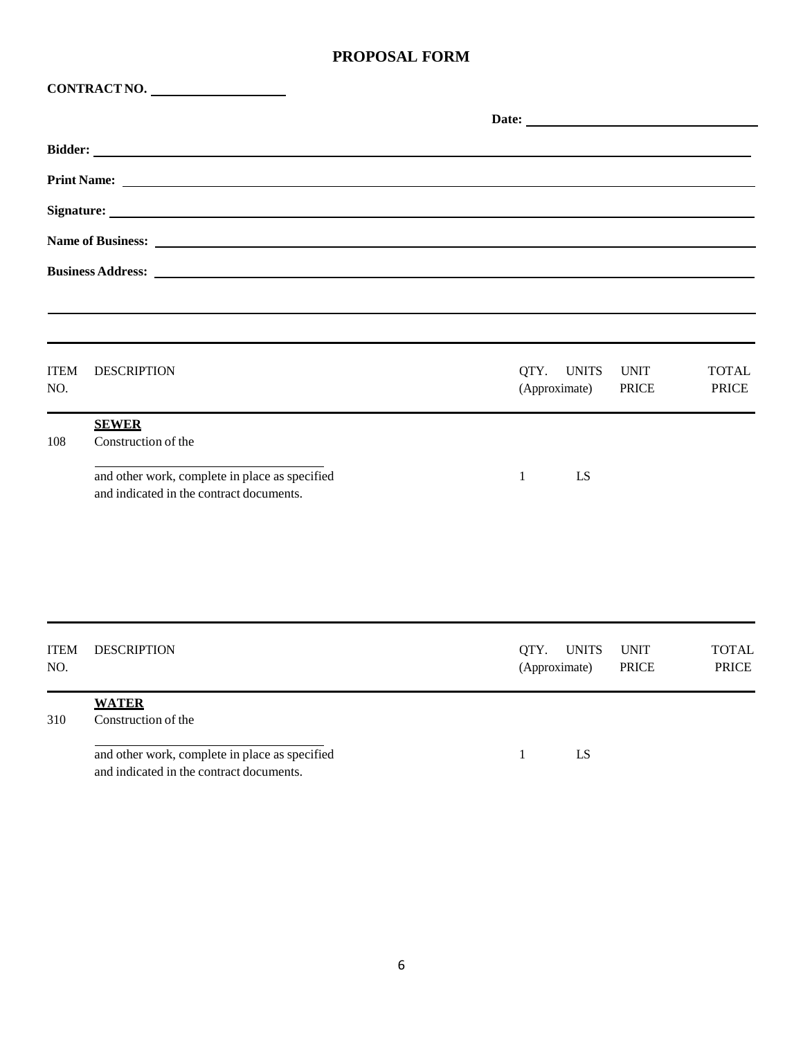# PROPOSAL FORM

**CONTRACT NO.** ____________________

**Date:** ____________________________________

**Bidder:** ______________________________________________________________________________

**Print Name:** __________________________________________________________________________

**Signature:** ___________________________________________________________________________

**Name of Business:** ____________________________________________________________________

**Business Address:** ____________________________________________________________________

_______________________________________________________________________________________

| ITEM NO. | DESCRIPTION | QTY. (Approximate) | UNITS | UNIT PRICE | TOTAL PRICE |
|---|---|---|---|---|---|
| | **SEWER** | | | | |
| 108 | Construction of the ____________________________ and other work, complete in place as specified and indicated in the contract documents. | 1 | LS | | |

| ITEM NO. | DESCRIPTION | QTY. (Approximate) | UNITS | UNIT PRICE | TOTAL PRICE |
|---|---|---|---|---|---|
| | **WATER** | | | | |
| 310 | Construction of the ____________________________ and other work, complete in place as specified and indicated in the contract documents. | 1 | LS | | |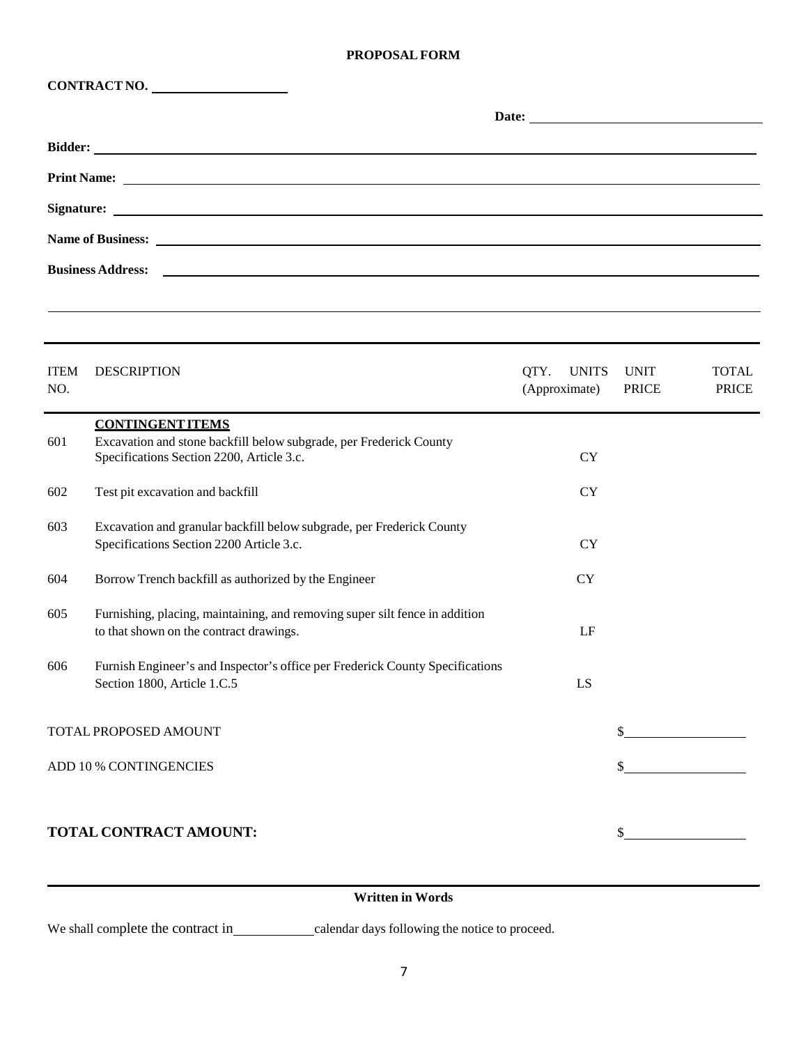**PROPOSAL FORM**

**CONTRACT NO.** ____________________

**Date:** ______________________________

**Bidder:** ______________________________________________

**Print Name:** ______________________________________________

**Signature:** ______________________________________________

**Name of Business:** ______________________________________________

**Business Address:** ______________________________________________

______________________________________________________________

| ITEM NO. | DESCRIPTION | QTY. UNITS (Approximate) | UNIT PRICE | TOTAL PRICE |
|---|---|---|---|---|
| | **CONTINGENT ITEMS** | | | |
| 601 | Excavation and stone backfill below subgrade, per Frederick County Specifications Section 2200, Article 3.c. | CY | | |
| 602 | Test pit excavation and backfill | CY | | |
| 603 | Excavation and granular backfill below subgrade, per Frederick County Specifications Section 2200 Article 3.c. | CY | | |
| 604 | Borrow Trench backfill as authorized by the Engineer | CY | | |
| 605 | Furnishing, placing, maintaining, and removing super silt fence in addition to that shown on the contract drawings. | LF | | |
| 606 | Furnish Engineer's and Inspector's office per Frederick County Specifications Section 1800, Article 1.C.5 | LS | | |

TOTAL PROPOSED AMOUNT $________________

ADD 10 % CONTINGENCIES $________________

**TOTAL CONTRACT AMOUNT:** $________________

**Written in Words**

We shall complete the contract in __________ calendar days following the notice to proceed.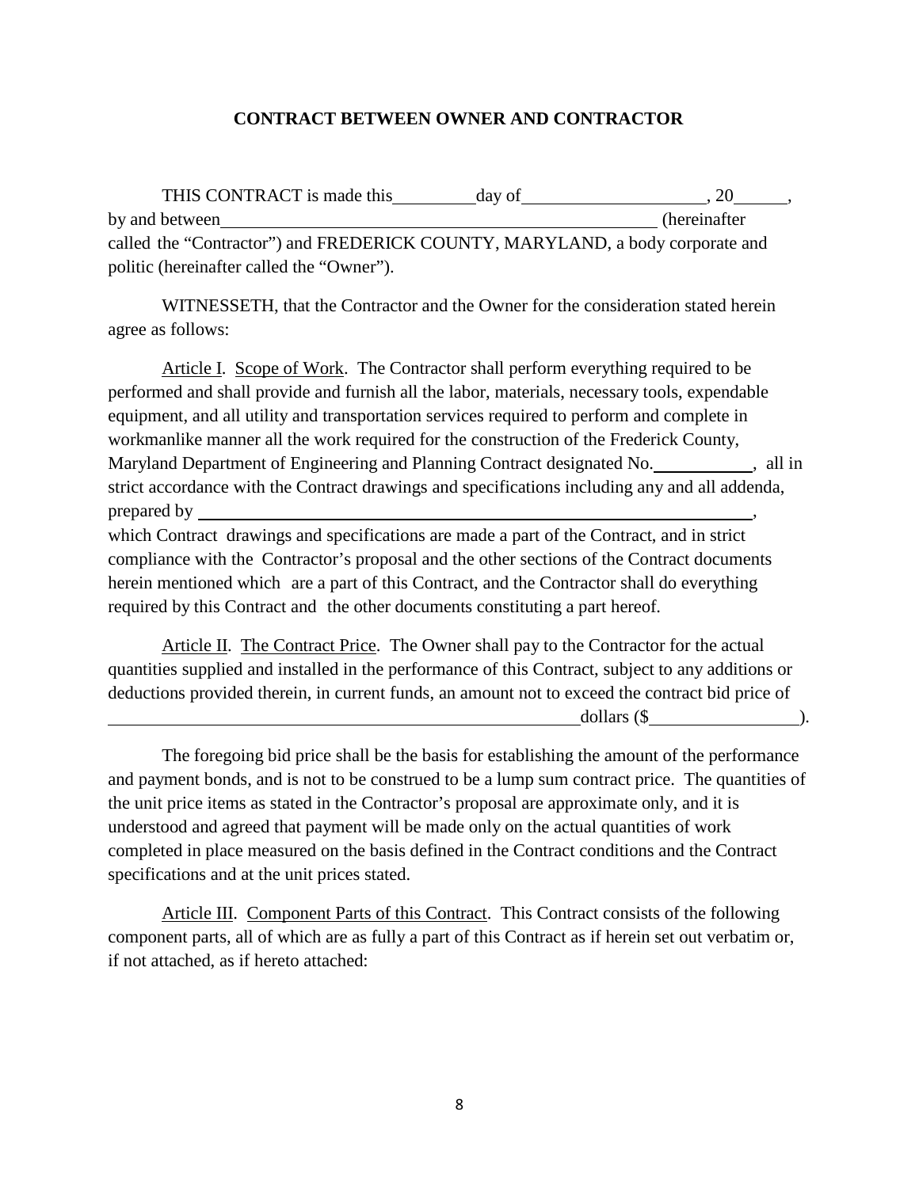# CONTRACT BETWEEN OWNER AND CONTRACTOR

THIS CONTRACT is made this\_\_\_\_\_\_\_\_\_day of\_\_\_\_\_\_\_\_\_\_\_\_\_\_\_\_\_\_\_\_, 20\_\_\_\_\_\_, by and between\_\_\_\_\_\_\_\_\_\_\_\_\_\_\_\_\_\_\_\_\_\_\_\_\_\_\_\_\_\_\_\_\_\_\_\_\_\_\_\_\_\_\_\_\_\_\_\_\_\_ (hereinafter called the "Contractor") and FREDERICK COUNTY, MARYLAND, a body corporate and politic (hereinafter called the "Owner").

WITNESSETH, that the Contractor and the Owner for the consideration stated herein agree as follows:

Article I. Scope of Work. The Contractor shall perform everything required to be performed and shall provide and furnish all the labor, materials, necessary tools, expendable equipment, and all utility and transportation services required to perform and complete in workmanlike manner all the work required for the construction of the Frederick County, Maryland Department of Engineering and Planning Contract designated No.\_\_\_\_\_\_\_\_\_\_\_, all in strict accordance with the Contract drawings and specifications including any and all addenda, prepared by \_\_\_\_\_\_\_\_\_\_\_\_\_\_\_\_\_\_\_\_\_\_\_\_\_\_\_\_\_\_\_\_\_\_\_\_\_\_\_\_\_\_\_\_\_\_\_\_\_\_\_\_\_\_\_\_\_\_\_\_\_\_\_\_\_\_\_\_\_\_\_\_, which Contract drawings and specifications are made a part of the Contract, and in strict compliance with the Contractor's proposal and the other sections of the Contract documents herein mentioned which are a part of this Contract, and the Contractor shall do everything required by this Contract and the other documents constituting a part hereof.

Article II. The Contract Price. The Owner shall pay to the Contractor for the actual quantities supplied and installed in the performance of this Contract, subject to any additions or deductions provided therein, in current funds, an amount not to exceed the contract bid price of \_\_\_\_\_\_\_\_\_\_\_\_\_\_\_\_\_\_\_\_\_\_\_\_\_\_\_\_\_\_\_\_\_\_\_\_\_\_\_\_\_\_\_\_\_\_\_\_\_\_\_\_\_\_\_\_\_dollars ($\_\_\_\_\_\_\_\_\_\_\_\_\_\_\_\_\_).

The foregoing bid price shall be the basis for establishing the amount of the performance and payment bonds, and is not to be construed to be a lump sum contract price. The quantities of the unit price items as stated in the Contractor's proposal are approximate only, and it is understood and agreed that payment will be made only on the actual quantities of work completed in place measured on the basis defined in the Contract conditions and the Contract specifications and at the unit prices stated.

Article III. Component Parts of this Contract. This Contract consists of the following component parts, all of which are as fully a part of this Contract as if herein set out verbatim or, if not attached, as if hereto attached: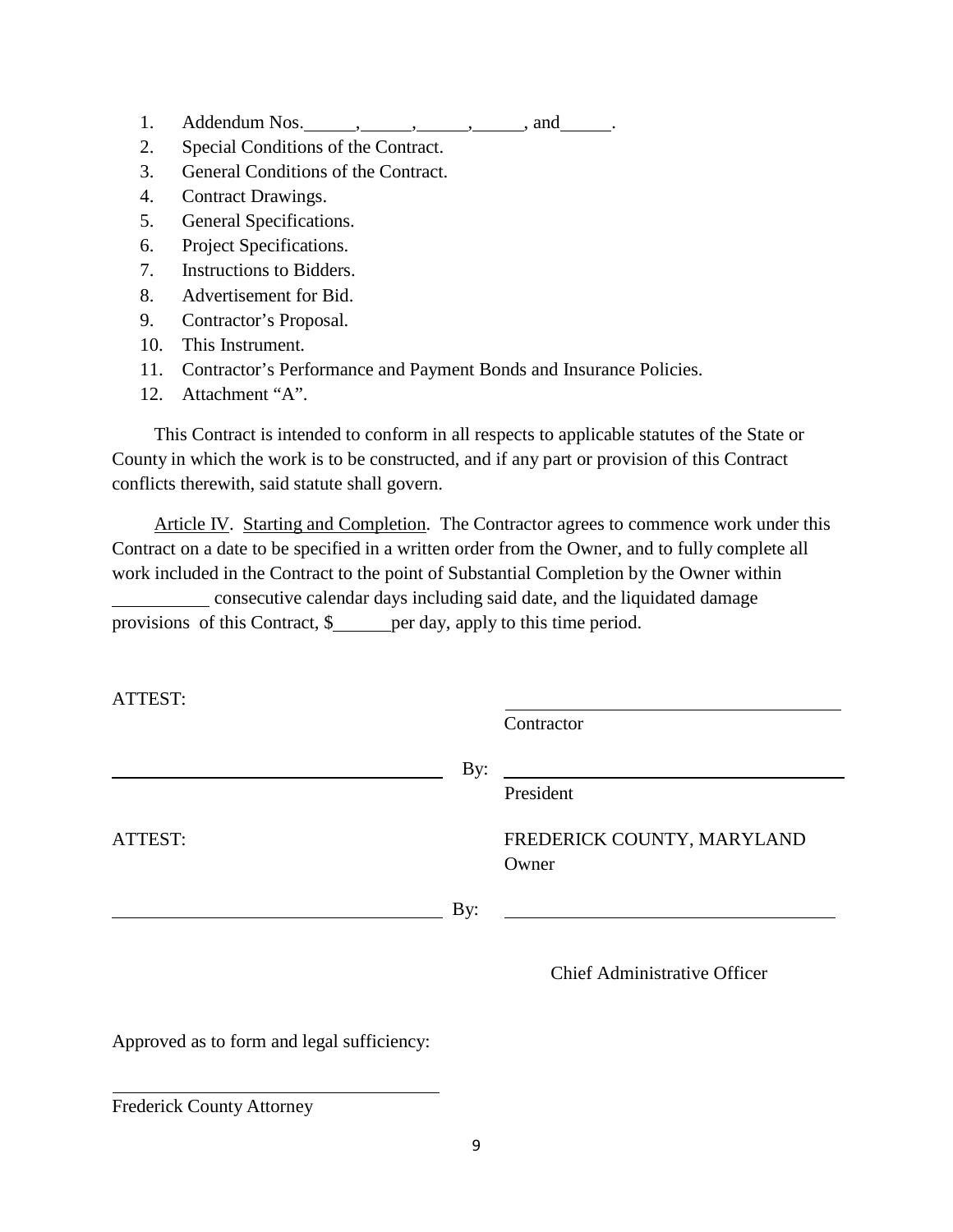1. Addendum Nos.\_\_\_\_\_\_, \_\_\_\_\_\_, \_\_\_\_\_\_, \_\_\_\_\_\_, and \_\_\_\_\_\_.
2. Special Conditions of the Contract.
3. General Conditions of the Contract.
4. Contract Drawings.
5. General Specifications.
6. Project Specifications.
7. Instructions to Bidders.
8. Advertisement for Bid.
9. Contractor's Proposal.
10. This Instrument.
11. Contractor's Performance and Payment Bonds and Insurance Policies.
12. Attachment "A".

This Contract is intended to conform in all respects to applicable statutes of the State or County in which the work is to be constructed, and if any part or provision of this Contract conflicts therewith, said statute shall govern.

Article IV. Starting and Completion. The Contractor agrees to commence work under this Contract on a date to be specified in a written order from the Owner, and to fully complete all work included in the Contract to the point of Substantial Completion by the Owner within \_\_\_\_\_\_\_\_\_\_ consecutive calendar days including said date, and the liquidated damage provisions of this Contract, $\_\_\_\_\_\_ per day, apply to this time period.

ATTEST:

\_\_\_\_\_\_\_\_\_\_\_\_\_\_\_\_\_\_\_\_\_\_\_\_\_\_\_\_\_\_\_\_\_\_\_\_
Contractor

\_\_\_\_\_\_\_\_\_\_\_\_\_\_\_\_\_\_\_\_\_\_\_\_\_\_\_\_\_\_\_\_\_\_\_\_ By: \_\_\_\_\_\_\_\_\_\_\_\_\_\_\_\_\_\_\_\_\_\_\_\_\_\_\_\_\_\_\_\_\_\_\_\_
President

ATTEST:

FREDERICK COUNTY, MARYLAND
Owner

\_\_\_\_\_\_\_\_\_\_\_\_\_\_\_\_\_\_\_\_\_\_\_\_\_\_\_\_\_\_\_\_\_\_\_\_ By: \_\_\_\_\_\_\_\_\_\_\_\_\_\_\_\_\_\_\_\_\_\_\_\_\_\_\_\_\_\_\_\_\_\_\_\_

Chief Administrative Officer

Approved as to form and legal sufficiency:

\_\_\_\_\_\_\_\_\_\_\_\_\_\_\_\_\_\_\_\_\_\_\_\_\_\_\_\_\_\_\_\_\_\_\_\_
Frederick County Attorney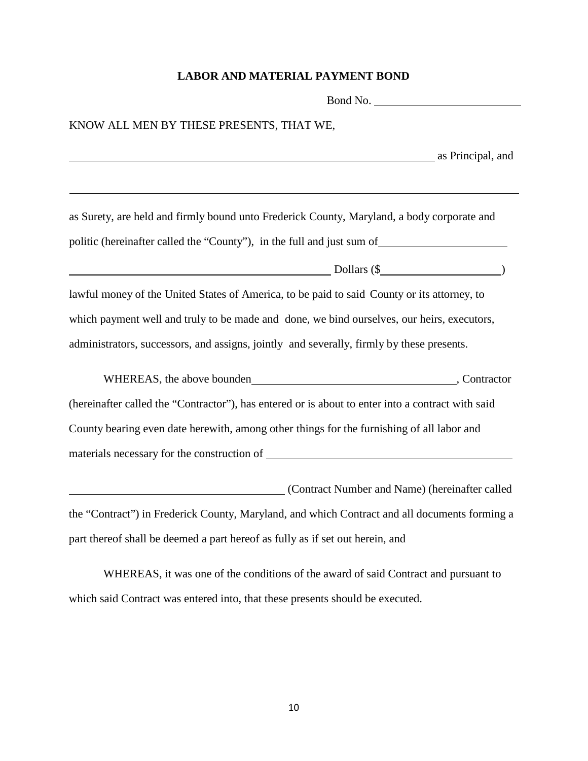**LABOR AND MATERIAL PAYMENT BOND**

Bond No. \_\_\_\_\_\_\_\_\_\_\_\_\_\_\_\_\_\_\_\_\_\_\_\_

KNOW ALL MEN BY THESE PRESENTS, THAT WE,

\_\_\_\_\_\_\_\_\_\_\_\_\_\_\_\_\_\_\_\_\_\_\_\_\_\_\_\_\_\_\_\_\_\_\_\_\_\_\_\_\_\_\_\_\_\_\_\_\_\_\_\_\_\_\_\_\_\_\_\_\_\_ as Principal, and

\_\_\_\_\_\_\_\_\_\_\_\_\_\_\_\_\_\_\_\_\_\_\_\_\_\_\_\_\_\_\_\_\_\_\_\_\_\_\_\_\_\_\_\_\_\_\_\_\_\_\_\_\_\_\_\_\_\_\_\_\_\_\_\_\_\_\_\_\_\_\_\_\_\_\_\_

as Surety, are held and firmly bound unto Frederick County, Maryland, a body corporate and politic (hereinafter called the "County"), in the full and just sum of \_\_\_\_\_\_\_\_\_\_\_\_\_\_\_\_\_\_\_\_\_\_

\_\_\_\_\_\_\_\_\_\_\_\_\_\_\_\_\_\_\_\_\_\_\_\_\_\_\_\_\_\_\_\_\_\_\_\_\_\_\_\_\_\_\_\_\_\_ Dollars ($\_\_\_\_\_\_\_\_\_\_\_\_\_\_\_\_\_\_\_\_\_\_)

lawful money of the United States of America, to be paid to said County or its attorney, to which payment well and truly to be made and done, we bind ourselves, our heirs, executors, administrators, successors, and assigns, jointly and severally, firmly by these presents.

WHEREAS, the above bounden \_\_\_\_\_\_\_\_\_\_\_\_\_\_\_\_\_\_\_\_\_\_\_\_\_\_\_\_\_\_\_\_\_\_\_\_, Contractor (hereinafter called the "Contractor"), has entered or is about to enter into a contract with said County bearing even date herewith, among other things for the furnishing of all labor and materials necessary for the construction of \_\_\_\_\_\_\_\_\_\_\_\_\_\_\_\_\_\_\_\_\_\_\_\_\_\_\_\_\_\_\_\_\_\_\_\_\_\_\_\_\_\_\_\_

\_\_\_\_\_\_\_\_\_\_\_\_\_\_\_\_\_\_\_\_\_\_\_\_\_\_\_\_\_\_\_\_\_\_\_\_\_\_ (Contract Number and Name) (hereinafter called the "Contract") in Frederick County, Maryland, and which Contract and all documents forming a part thereof shall be deemed a part hereof as fully as if set out herein, and

WHEREAS, it was one of the conditions of the award of said Contract and pursuant to which said Contract was entered into, that these presents should be executed.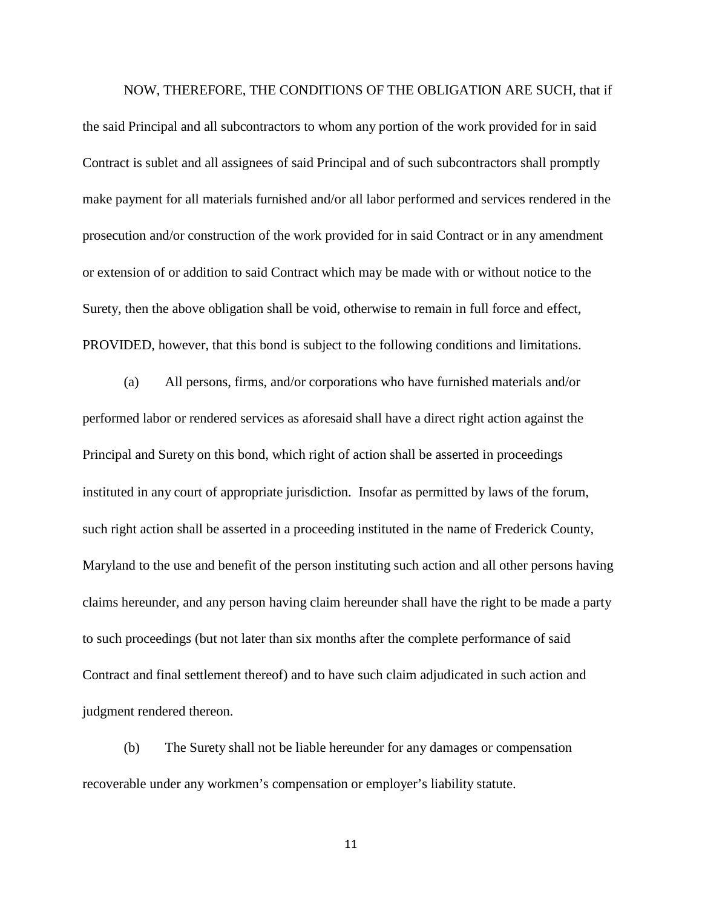NOW, THEREFORE, THE CONDITIONS OF THE OBLIGATION ARE SUCH, that if the said Principal and all subcontractors to whom any portion of the work provided for in said Contract is sublet and all assignees of said Principal and of such subcontractors shall promptly make payment for all materials furnished and/or all labor performed and services rendered in the prosecution and/or construction of the work provided for in said Contract or in any amendment or extension of or addition to said Contract which may be made with or without notice to the Surety, then the above obligation shall be void, otherwise to remain in full force and effect, PROVIDED, however, that this bond is subject to the following conditions and limitations.

(a) All persons, firms, and/or corporations who have furnished materials and/or performed labor or rendered services as aforesaid shall have a direct right action against the Principal and Surety on this bond, which right of action shall be asserted in proceedings instituted in any court of appropriate jurisdiction. Insofar as permitted by laws of the forum, such right action shall be asserted in a proceeding instituted in the name of Frederick County, Maryland to the use and benefit of the person instituting such action and all other persons having claims hereunder, and any person having claim hereunder shall have the right to be made a party to such proceedings (but not later than six months after the complete performance of said Contract and final settlement thereof) and to have such claim adjudicated in such action and judgment rendered thereon.

(b) The Surety shall not be liable hereunder for any damages or compensation recoverable under any workmen's compensation or employer's liability statute.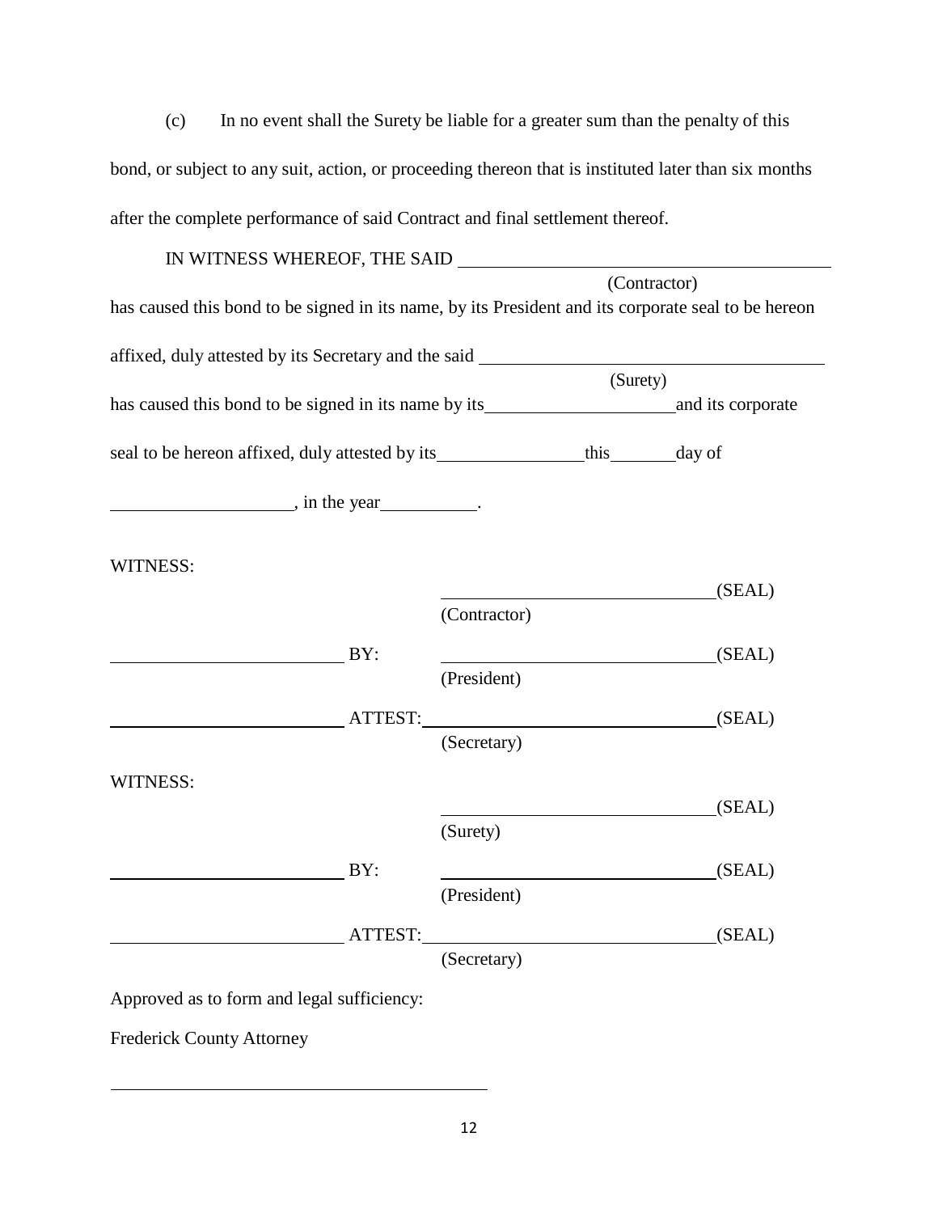(c) In no event shall the Surety be liable for a greater sum than the penalty of this bond, or subject to any suit, action, or proceeding thereon that is instituted later than six months after the complete performance of said Contract and final settlement thereof.

IN WITNESS WHEREOF, THE SAID ________________________________________
(Contractor)
has caused this bond to be signed in its name, by its President and its corporate seal to be hereon affixed, duly attested by its Secretary and the said ____________________________________
(Surety)
has caused this bond to be signed in its name by its____________________and its corporate seal to be hereon affixed, duly attested by its_______________this_______day of ___________________, in the year__________.

WITNESS:

_____________________________(SEAL)
(Contractor)

________________________ BY: _____________________________(SEAL)
(President)

________________________ ATTEST: _____________________________(SEAL)
(Secretary)

WITNESS:

_____________________________(SEAL)
(Surety)

________________________ BY: _____________________________(SEAL)
(President)

________________________ ATTEST: _____________________________(SEAL)
(Secretary)

Approved as to form and legal sufficiency:

Frederick County Attorney

________________________________________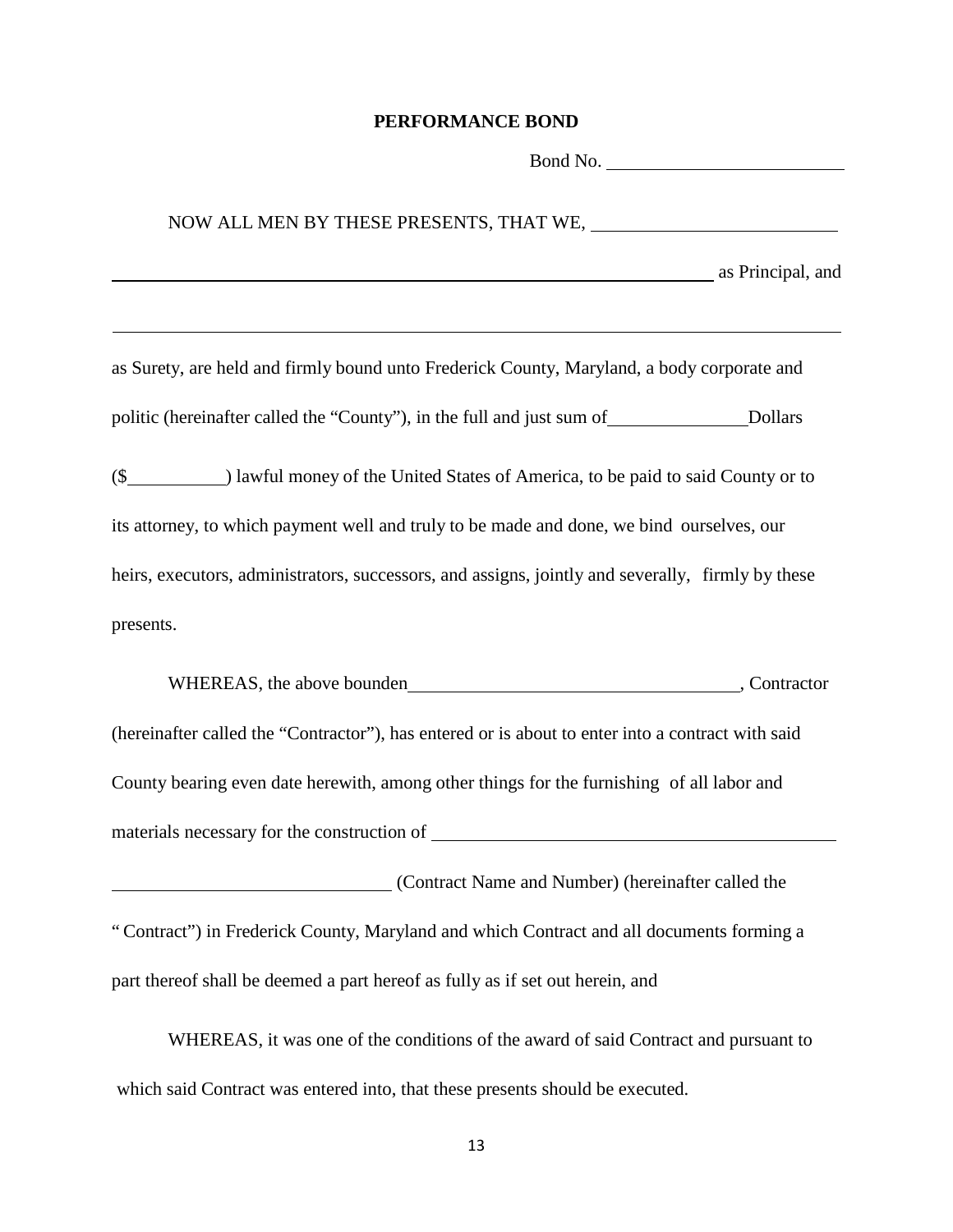**PERFORMANCE BOND**

Bond No. ______________________

NOW ALL MEN BY THESE PRESENTS, THAT WE, ______________________

______________________________________________________ as Principal, and

______________________________________________________________

as Surety, are held and firmly bound unto Frederick County, Maryland, a body corporate and politic (hereinafter called the "County"), in the full and just sum of______________Dollars ($__________) lawful money of the United States of America, to be paid to said County or to its attorney, to which payment well and truly to be made and done, we bind ourselves, our heirs, executors, administrators, successors, and assigns, jointly and severally, firmly by these presents.

WHEREAS, the above bounden________________________________, Contractor (hereinafter called the "Contractor"), has entered or is about to enter into a contract with said County bearing even date herewith, among other things for the furnishing of all labor and materials necessary for the construction of ________________________________________

____________________________ (Contract Name and Number) (hereinafter called the " Contract") in Frederick County, Maryland and which Contract and all documents forming a part thereof shall be deemed a part hereof as fully as if set out herein, and

WHEREAS, it was one of the conditions of the award of said Contract and pursuant to which said Contract was entered into, that these presents should be executed.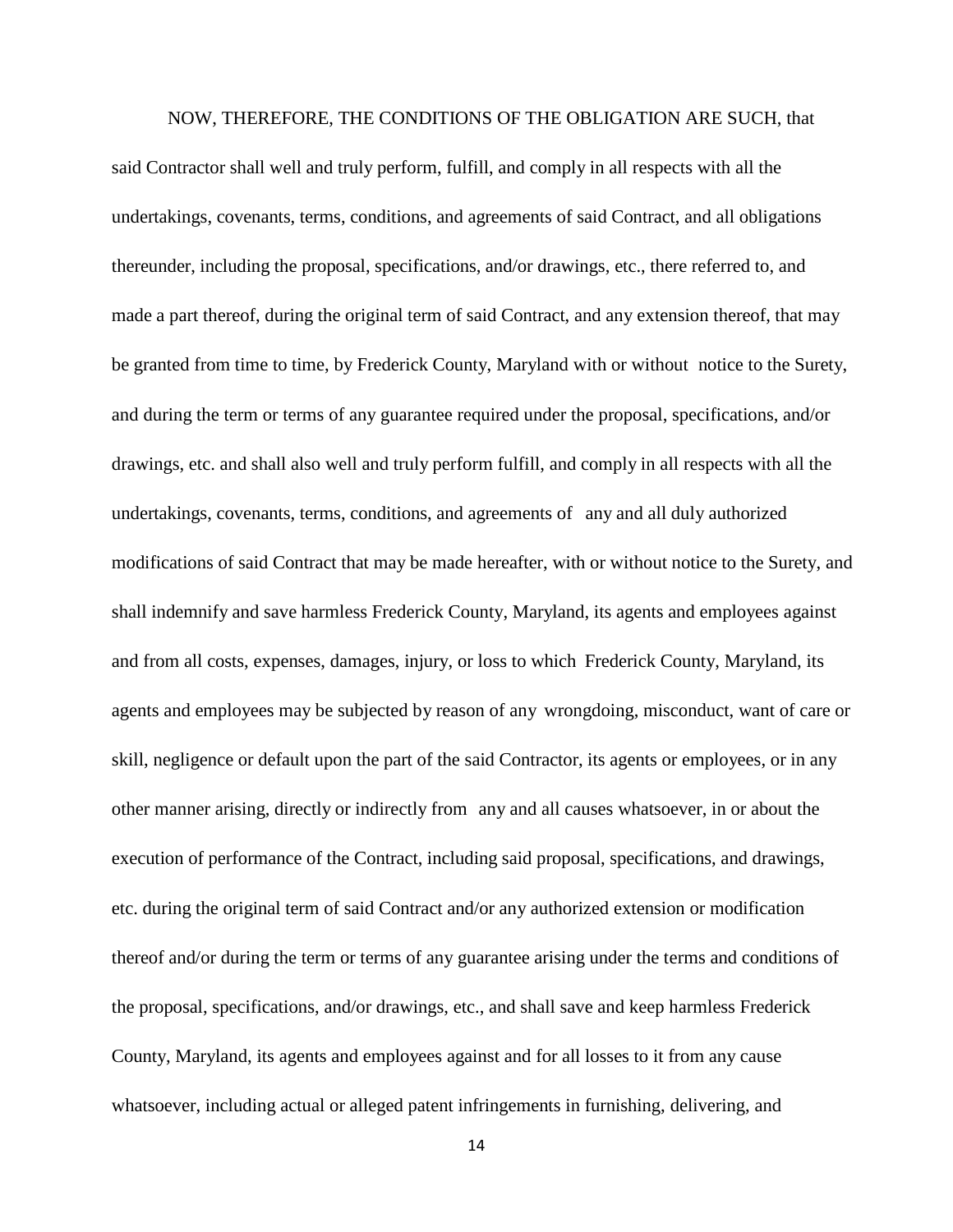NOW, THEREFORE, THE CONDITIONS OF THE OBLIGATION ARE SUCH, that said Contractor shall well and truly perform, fulfill, and comply in all respects with all the undertakings, covenants, terms, conditions, and agreements of said Contract, and all obligations thereunder, including the proposal, specifications, and/or drawings, etc., there referred to, and made a part thereof, during the original term of said Contract, and any extension thereof, that may be granted from time to time, by Frederick County, Maryland with or without notice to the Surety, and during the term or terms of any guarantee required under the proposal, specifications, and/or drawings, etc. and shall also well and truly perform fulfill, and comply in all respects with all the undertakings, covenants, terms, conditions, and agreements of any and all duly authorized modifications of said Contract that may be made hereafter, with or without notice to the Surety, and shall indemnify and save harmless Frederick County, Maryland, its agents and employees against and from all costs, expenses, damages, injury, or loss to which Frederick County, Maryland, its agents and employees may be subjected by reason of any wrongdoing, misconduct, want of care or skill, negligence or default upon the part of the said Contractor, its agents or employees, or in any other manner arising, directly or indirectly from any and all causes whatsoever, in or about the execution of performance of the Contract, including said proposal, specifications, and drawings, etc. during the original term of said Contract and/or any authorized extension or modification thereof and/or during the term or terms of any guarantee arising under the terms and conditions of the proposal, specifications, and/or drawings, etc., and shall save and keep harmless Frederick County, Maryland, its agents and employees against and for all losses to it from any cause whatsoever, including actual or alleged patent infringements in furnishing, delivering, and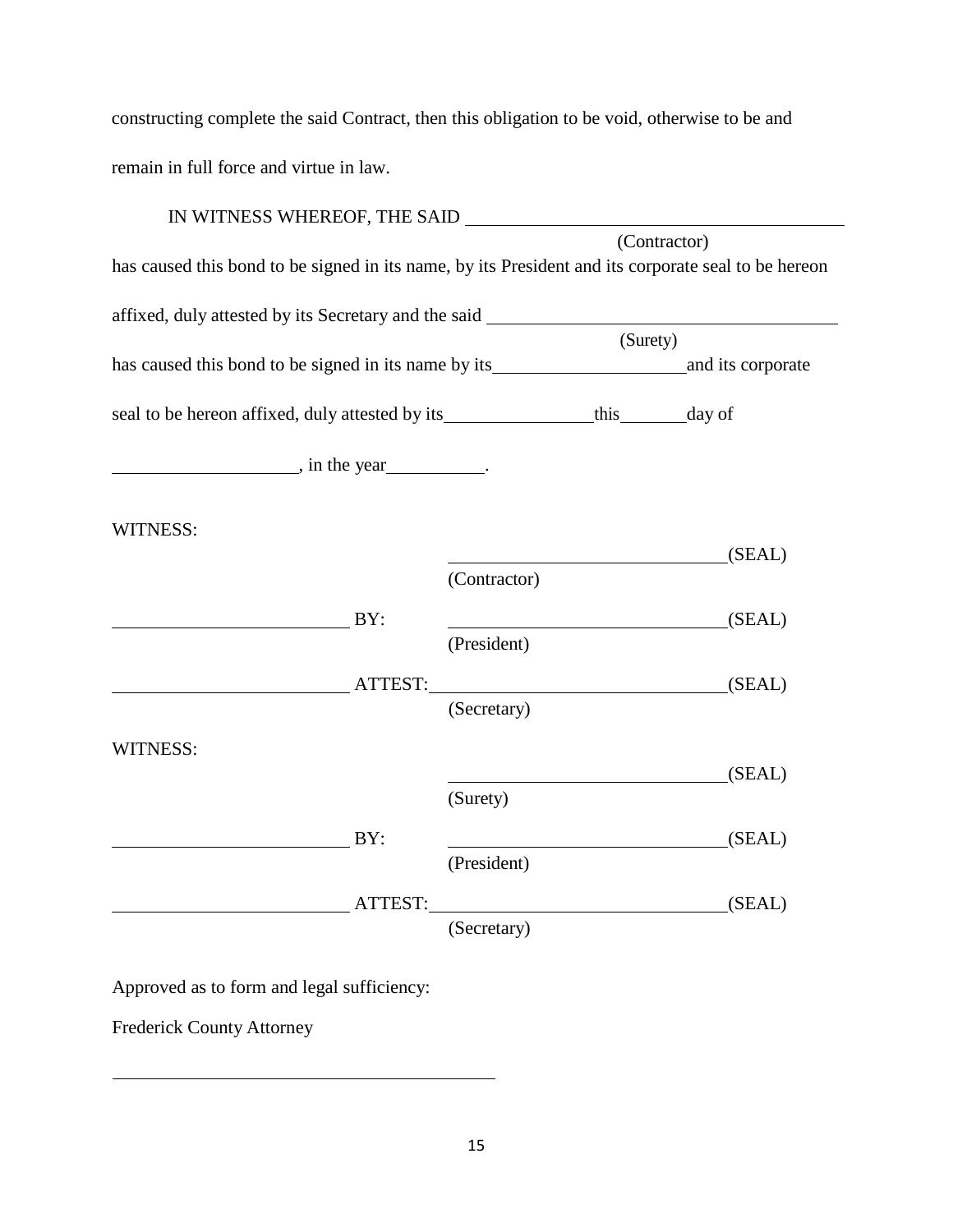constructing complete the said Contract, then this obligation to be void, otherwise to be and remain in full force and virtue in law.

IN WITNESS WHEREOF, THE SAID ________________________________________
(Contractor)
has caused this bond to be signed in its name, by its President and its corporate seal to be hereon affixed, duly attested by its Secretary and the said ____________________________________
(Surety)
has caused this bond to be signed in its name by its____________________and its corporate seal to be hereon affixed, duly attested by its_______________this_______day of ___________________, in the year__________.

WITNESS:

| | | |
|---|---|---|
| | ______________________________(SEAL) | |
| | (Contractor) | |
| ________________________ BY: | ______________________________(SEAL) | |
| | (President) | |
| ________________________ ATTEST: | ______________________________(SEAL) | |
| | (Secretary) | |

WITNESS:

| | | |
|---|---|---|
| | ______________________________(SEAL) | |
| | (Surety) | |
| ________________________ BY: | ______________________________(SEAL) | |
| | (President) | |
| ________________________ ATTEST: | ______________________________(SEAL) | |
| | (Secretary) | |

Approved as to form and legal sufficiency:

Frederick County Attorney

________________________________________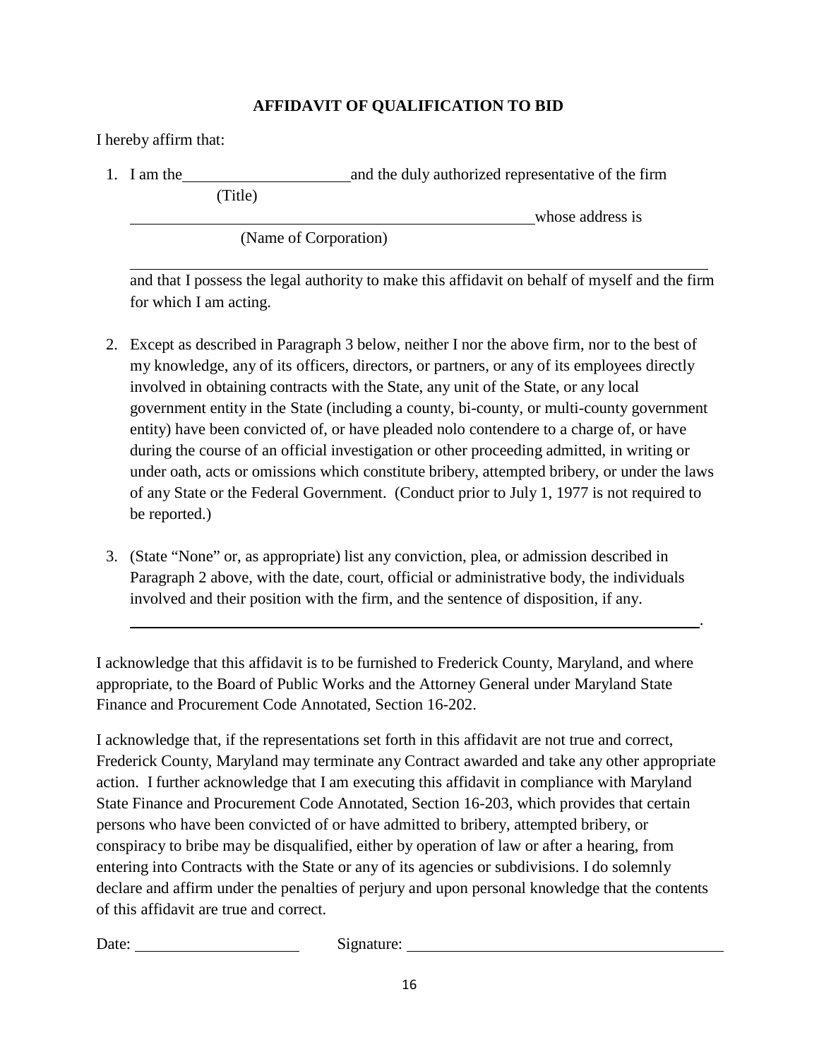## AFFIDAVIT OF QUALIFICATION TO BID

I hereby affirm that:

1. I am the \_\_\_\_\_\_\_\_\_\_\_\_\_\_\_\_\_\_\_\_ and the duly authorized representative of the firm
   (Title)
   \_\_\_\_\_\_\_\_\_\_\_\_\_\_\_\_\_\_\_\_\_\_\_\_\_\_\_\_\_\_\_\_\_\_\_\_\_\_\_\_\_\_\_\_\_\_ whose address is
   (Name of Corporation)
   \_\_\_\_\_\_\_\_\_\_\_\_\_\_\_\_\_\_\_\_\_\_\_\_\_\_\_\_\_\_\_\_\_\_\_\_\_\_\_\_\_\_\_\_\_\_\_\_\_\_\_\_\_\_\_\_\_\_\_\_\_\_\_\_
   and that I possess the legal authority to make this affidavit on behalf of myself and the firm for which I am acting.

2. Except as described in Paragraph 3 below, neither I nor the above firm, nor to the best of my knowledge, any of its officers, directors, or partners, or any of its employees directly involved in obtaining contracts with the State, any unit of the State, or any local government entity in the State (including a county, bi-county, or multi-county government entity) have been convicted of, or have pleaded nolo contendere to a charge of, or have during the course of an official investigation or other proceeding admitted, in writing or under oath, acts or omissions which constitute bribery, attempted bribery, or under the laws of any State or the Federal Government. (Conduct prior to July 1, 1977 is not required to be reported.)

3. (State "None" or, as appropriate) list any conviction, plea, or admission described in Paragraph 2 above, with the date, court, official or administrative body, the individuals involved and their position with the firm, and the sentence of disposition, if any.
   \_\_\_\_\_\_\_\_\_\_\_\_\_\_\_\_\_\_\_\_\_\_\_\_\_\_\_\_\_\_\_\_\_\_\_\_\_\_\_\_\_\_\_\_\_\_\_\_\_\_\_\_\_\_\_\_\_\_\_\_\_\_\_\_.

I acknowledge that this affidavit is to be furnished to Frederick County, Maryland, and where appropriate, to the Board of Public Works and the Attorney General under Maryland State Finance and Procurement Code Annotated, Section 16-202.

I acknowledge that, if the representations set forth in this affidavit are not true and correct, Frederick County, Maryland may terminate any Contract awarded and take any other appropriate action. I further acknowledge that I am executing this affidavit in compliance with Maryland State Finance and Procurement Code Annotated, Section 16-203, which provides that certain persons who have been convicted of or have admitted to bribery, attempted bribery, or conspiracy to bribe may be disqualified, either by operation of law or after a hearing, from entering into Contracts with the State or any of its agencies or subdivisions. I do solemnly declare and affirm under the penalties of perjury and upon personal knowledge that the contents of this affidavit are true and correct.

Date: \_\_\_\_\_\_\_\_\_\_\_\_\_\_\_\_\_\_\_\_ Signature: \_\_\_\_\_\_\_\_\_\_\_\_\_\_\_\_\_\_\_\_\_\_\_\_\_\_\_\_\_\_\_\_\_\_\_\_\_\_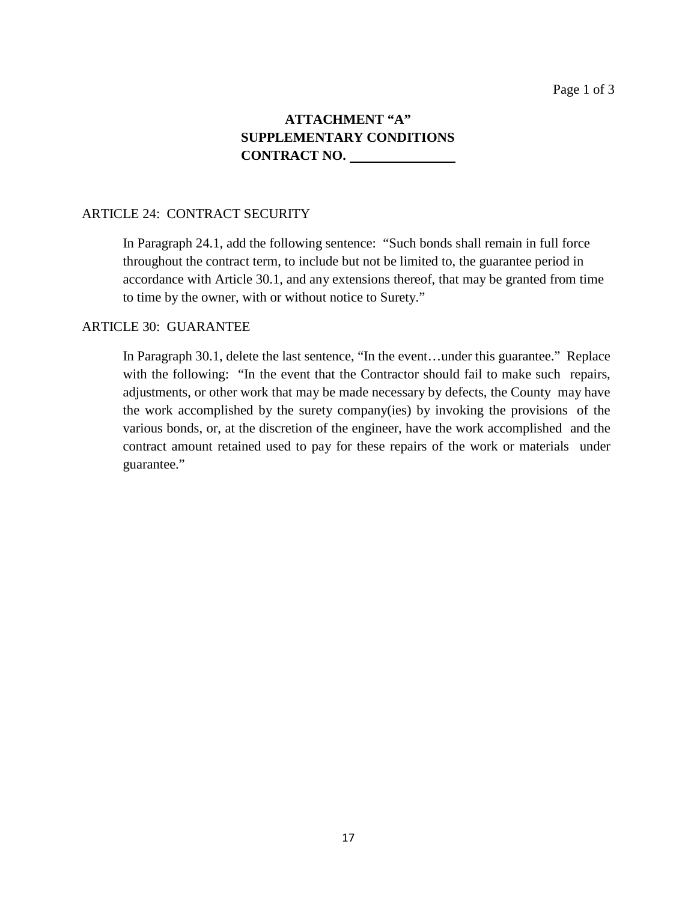**ATTACHMENT "A"**
**SUPPLEMENTARY CONDITIONS**
**CONTRACT NO. \_\_\_\_\_\_\_\_\_\_\_\_\_\_\_**

ARTICLE 24: CONTRACT SECURITY

In Paragraph 24.1, add the following sentence: "Such bonds shall remain in full force throughout the contract term, to include but not be limited to, the guarantee period in accordance with Article 30.1, and any extensions thereof, that may be granted from time to time by the owner, with or without notice to Surety."

ARTICLE 30: GUARANTEE

In Paragraph 30.1, delete the last sentence, "In the event…under this guarantee." Replace with the following: "In the event that the Contractor should fail to make such repairs, adjustments, or other work that may be made necessary by defects, the County may have the work accomplished by the surety company(ies) by invoking the provisions of the various bonds, or, at the discretion of the engineer, have the work accomplished and the contract amount retained used to pay for these repairs of the work or materials under guarantee."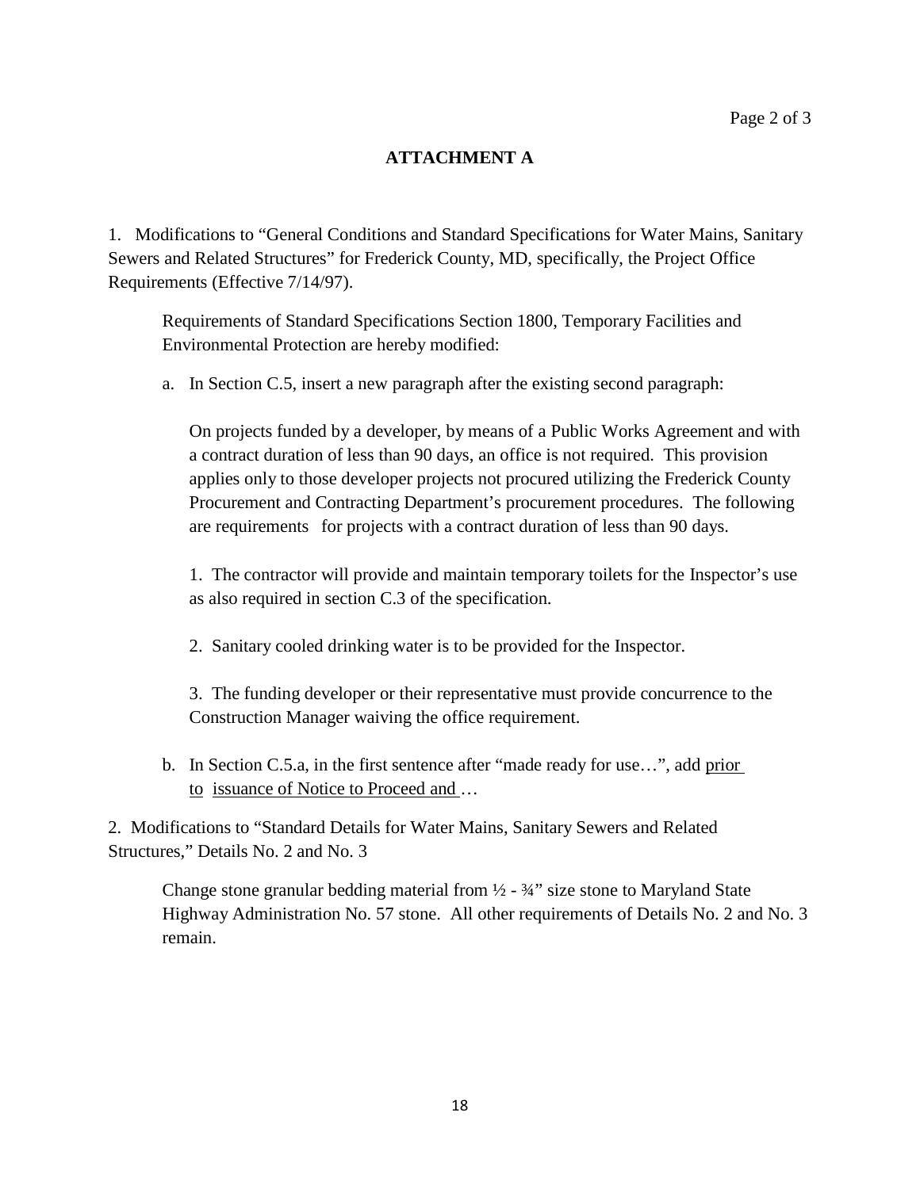## ATTACHMENT A

1. Modifications to “General Conditions and Standard Specifications for Water Mains, Sanitary Sewers and Related Structures” for Frederick County, MD, specifically, the Project Office Requirements (Effective 7/14/97).

   Requirements of Standard Specifications Section 1800, Temporary Facilities and Environmental Protection are hereby modified:

   a. In Section C.5, insert a new paragraph after the existing second paragraph:

      On projects funded by a developer, by means of a Public Works Agreement and with a contract duration of less than 90 days, an office is not required. This provision applies only to those developer projects not procured utilizing the Frederick County Procurement and Contracting Department’s procurement procedures. The following are requirements for projects with a contract duration of less than 90 days.

      1. The contractor will provide and maintain temporary toilets for the Inspector’s use as also required in section C.3 of the specification.

      2. Sanitary cooled drinking water is to be provided for the Inspector.

      3. The funding developer or their representative must provide concurrence to the Construction Manager waiving the office requirement.

   b. In Section C.5.a, in the first sentence after “made ready for use…”, add <u>prior to issuance of Notice to Proceed and</u> …

2. Modifications to “Standard Details for Water Mains, Sanitary Sewers and Related Structures,” Details No. 2 and No. 3

   Change stone granular bedding material from ½ - ¾” size stone to Maryland State Highway Administration No. 57 stone. All other requirements of Details No. 2 and No. 3 remain.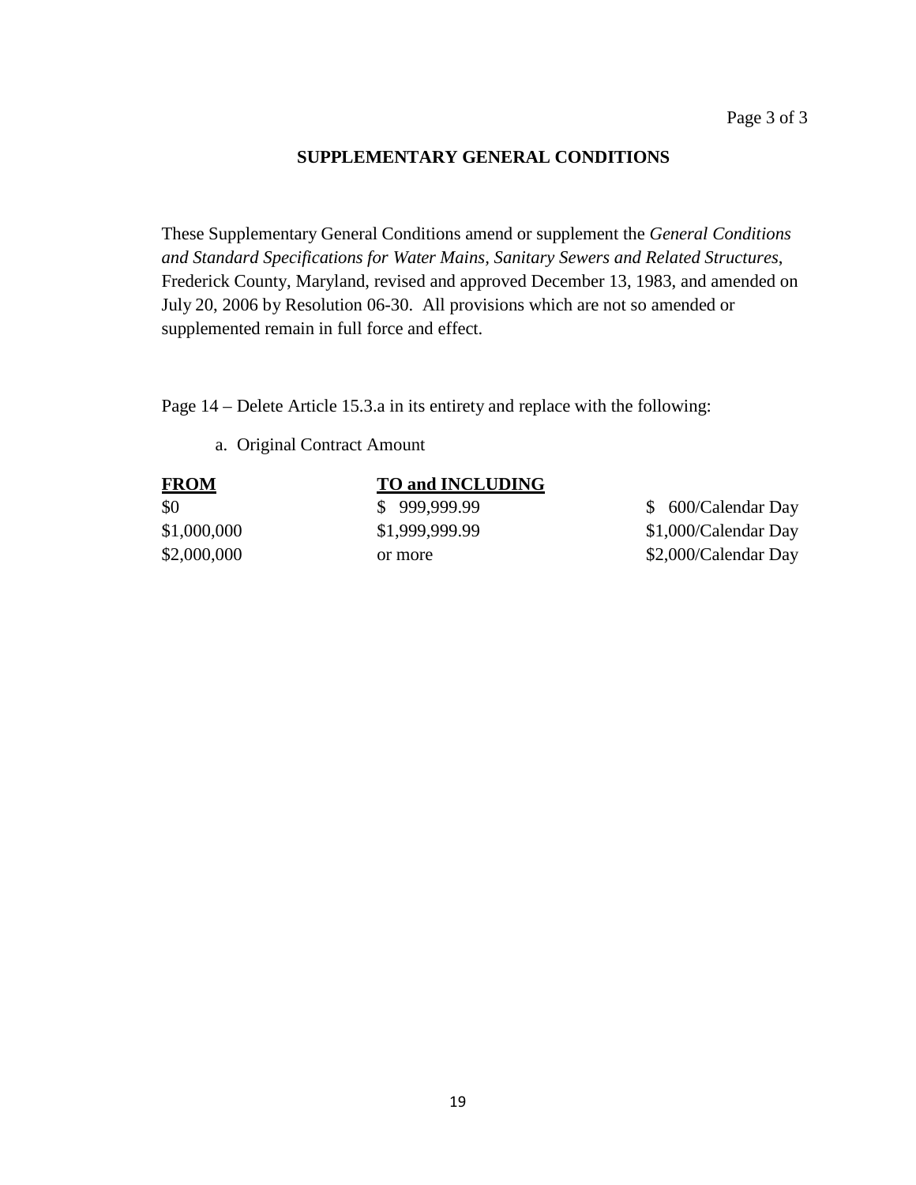## SUPPLEMENTARY GENERAL CONDITIONS

These Supplementary General Conditions amend or supplement the *General Conditions and Standard Specifications for Water Mains, Sanitary Sewers and Related Structures*, Frederick County, Maryland, revised and approved December 13, 1983, and amended on July 20, 2006 by Resolution 06-30. All provisions which are not so amended or supplemented remain in full force and effect.

Page 14 – Delete Article 15.3.a in its entirety and replace with the following:

a. Original Contract Amount

| **FROM** | **TO and INCLUDING** | |
|---|---|---|
| $0 | $ 999,999.99 | $ 600/Calendar Day |
| $1,000,000 | $1,999,999.99 | $1,000/Calendar Day |
| $2,000,000 | or more | $2,000/Calendar Day |